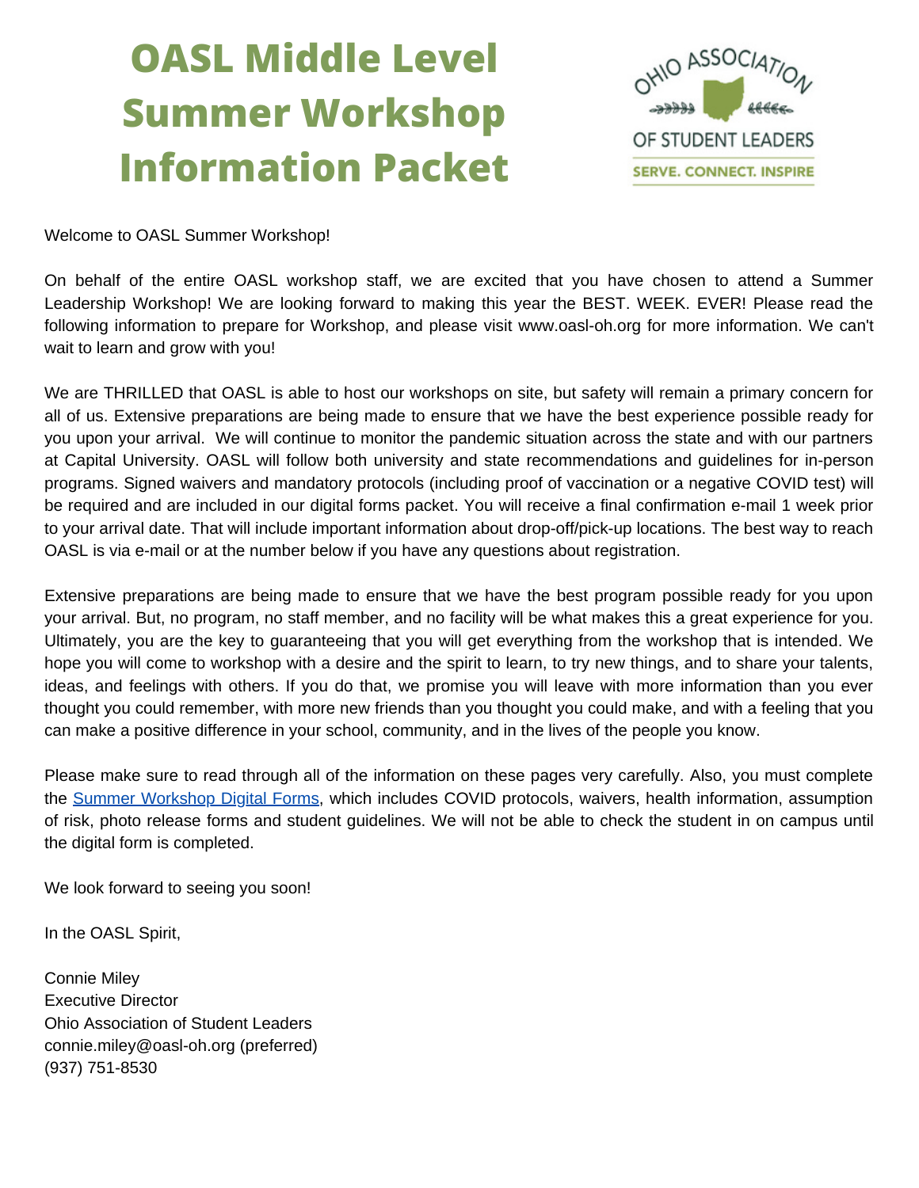# OASL Middle Level Summer Workshop Information Packet

Welcome to OASL Summer Workshop!

On behalf of the entire OASL workshop staff, we are excited that you have chosen to attend a Summer Leadership Workshop! We are looking forward to making this year the BEST. WEEK. EVER! Please read the following information to prepare for Workshop, and please visit www.oasl-oh.org for more information. We can't wait to learn and grow with you!

We are THRILLED that OASL is able to host our workshops on site, but safety will remain a primary concern for all of us. Extensive preparations are being made to ensure that we have the best experience possible ready for you upon your arrival. We will continue to monitor the pandemic situation across the state and with our partners at Capital University. OASL will follow both university and state recommendations and guidelines for in-person programs. Signed waivers and mandatory protocols (including proof of vaccination or a negative COVID test) will be required and are included in our digital forms packet. You will receive a final confirmation e-mail 1 week prior to your arrival date. That will include important information about drop-off/pick-up locations. The best way to reach OASL is via e-mail or at the number below if you have any questions about registration.

Extensive preparations are being made to ensure that we have the best program possible ready for you upon your arrival. But, no program, no staff member, and no facility will be what makes this a great experience for you. Ultimately, you are the key to guaranteeing that you will get everything from the workshop that is intended. We hope you will come to workshop with a desire and the spirit to learn, to try new things, and to share your talents, ideas, and feelings with others. If you do that, we promise you will leave with more information than you ever thought you could remember, with more new friends than you thought you could make, and with a feeling that you can make a positive difference in your school, community, and in the lives of the people you know.

Please make sure to read through all of the information on these pages very carefully. Also, you must complete the Summer Workshop Digital Forms, which includes COVID protocols, waivers, health information, assumption of risk, photo release forms and student guidelines. We will not be able to check the student in on campus until the digital form is completed.

We look forward to seeing you soon!

In the OASL Spirit,

Connie Miley
Executive Director
Ohio Association of Student Leaders
connie.miley@oasl-oh.org (preferred)
(937) 751-8530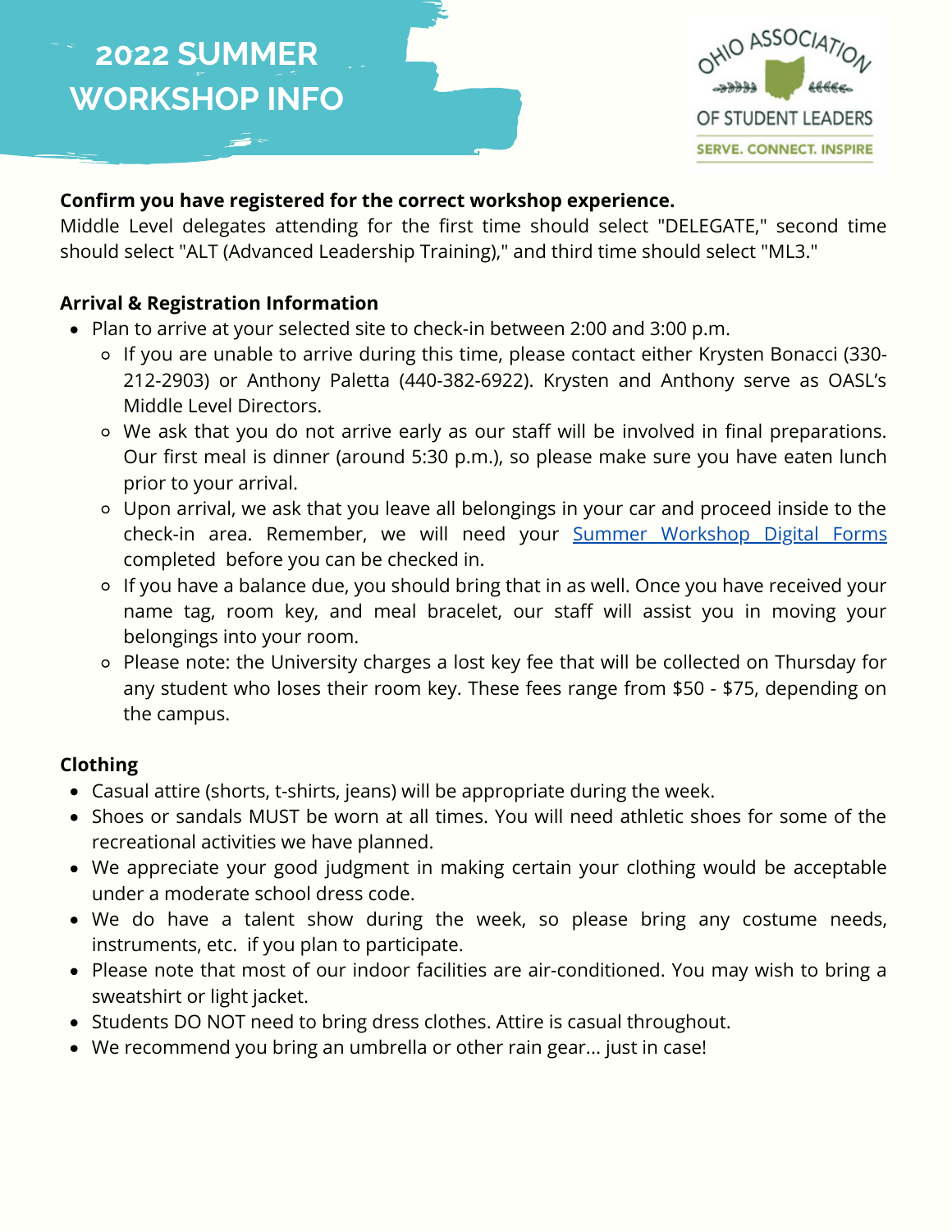# 2022 SUMMER WORKSHOP INFO

OHIO ASSOCIATION OF STUDENT LEADERS

SERVE. CONNECT. INSPIRE

**Confirm you have registered for the correct workshop experience.**

Middle Level delegates attending for the first time should select "DELEGATE," second time should select "ALT (Advanced Leadership Training)," and third time should select "ML3."

**Arrival & Registration Information**

- Plan to arrive at your selected site to check-in between 2:00 and 3:00 p.m.
  - If you are unable to arrive during this time, please contact either Krysten Bonacci (330-212-2903) or Anthony Paletta (440-382-6922). Krysten and Anthony serve as OASL's Middle Level Directors.
  - We ask that you do not arrive early as our staff will be involved in final preparations. Our first meal is dinner (around 5:30 p.m.), so please make sure you have eaten lunch prior to your arrival.
  - Upon arrival, we ask that you leave all belongings in your car and proceed inside to the check-in area. Remember, we will need your Summer Workshop Digital Forms completed before you can be checked in.
  - If you have a balance due, you should bring that in as well. Once you have received your name tag, room key, and meal bracelet, our staff will assist you in moving your belongings into your room.
  - Please note: the University charges a lost key fee that will be collected on Thursday for any student who loses their room key. These fees range from $50 - $75, depending on the campus.

**Clothing**

- Casual attire (shorts, t-shirts, jeans) will be appropriate during the week.
- Shoes or sandals MUST be worn at all times. You will need athletic shoes for some of the recreational activities we have planned.
- We appreciate your good judgment in making certain your clothing would be acceptable under a moderate school dress code.
- We do have a talent show during the week, so please bring any costume needs, instruments, etc. if you plan to participate.
- Please note that most of our indoor facilities are air-conditioned. You may wish to bring a sweatshirt or light jacket.
- Students DO NOT need to bring dress clothes. Attire is casual throughout.
- We recommend you bring an umbrella or other rain gear... just in case!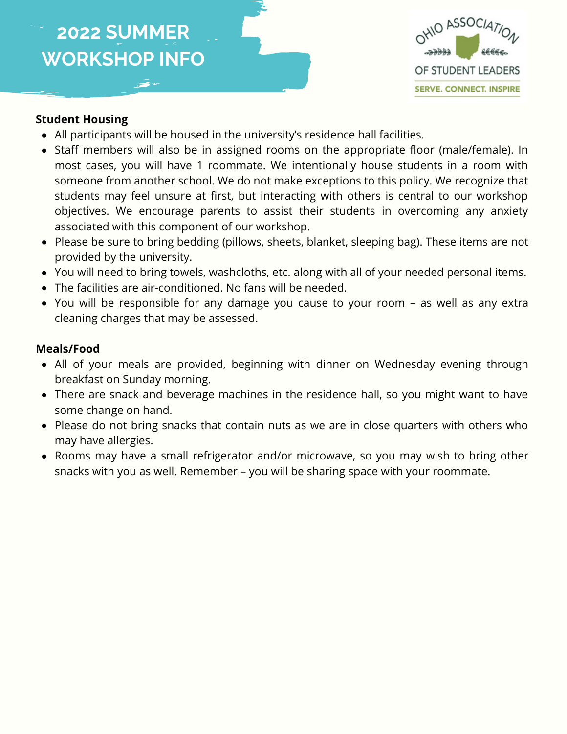# 2022 SUMMER WORKSHOP INFO

OHIO ASSOCIATION OF STUDENT LEADERS
SERVE. CONNECT. INSPIRE

**Student Housing**

- All participants will be housed in the university's residence hall facilities.
- Staff members will also be in assigned rooms on the appropriate floor (male/female). In most cases, you will have 1 roommate. We intentionally house students in a room with someone from another school. We do not make exceptions to this policy. We recognize that students may feel unsure at first, but interacting with others is central to our workshop objectives. We encourage parents to assist their students in overcoming any anxiety associated with this component of our workshop.
- Please be sure to bring bedding (pillows, sheets, blanket, sleeping bag). These items are not provided by the university.
- You will need to bring towels, washcloths, etc. along with all of your needed personal items.
- The facilities are air-conditioned. No fans will be needed.
- You will be responsible for any damage you cause to your room – as well as any extra cleaning charges that may be assessed.

**Meals/Food**

- All of your meals are provided, beginning with dinner on Wednesday evening through breakfast on Sunday morning.
- There are snack and beverage machines in the residence hall, so you might want to have some change on hand.
- Please do not bring snacks that contain nuts as we are in close quarters with others who may have allergies.
- Rooms may have a small refrigerator and/or microwave, so you may wish to bring other snacks with you as well. Remember – you will be sharing space with your roommate.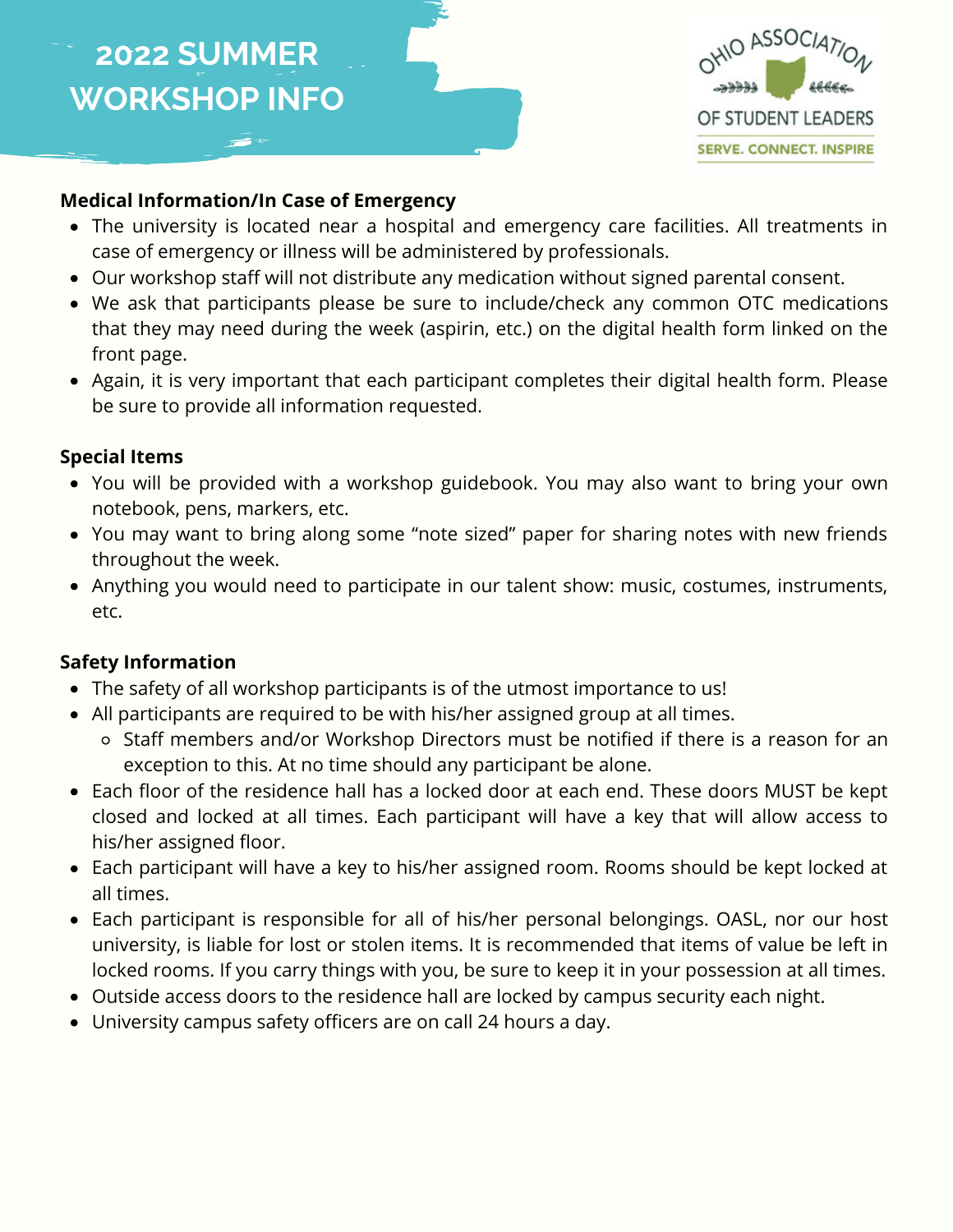# 2022 SUMMER WORKSHOP INFO

OHIO ASSOCIATION OF STUDENT LEADERS
SERVE. CONNECT. INSPIRE

**Medical Information/In Case of Emergency**

- The university is located near a hospital and emergency care facilities. All treatments in case of emergency or illness will be administered by professionals.
- Our workshop staff will not distribute any medication without signed parental consent.
- We ask that participants please be sure to include/check any common OTC medications that they may need during the week (aspirin, etc.) on the digital health form linked on the front page.
- Again, it is very important that each participant completes their digital health form. Please be sure to provide all information requested.

**Special Items**

- You will be provided with a workshop guidebook. You may also want to bring your own notebook, pens, markers, etc.
- You may want to bring along some "note sized" paper for sharing notes with new friends throughout the week.
- Anything you would need to participate in our talent show: music, costumes, instruments, etc.

**Safety Information**

- The safety of all workshop participants is of the utmost importance to us!
- All participants are required to be with his/her assigned group at all times.
  - Staff members and/or Workshop Directors must be notified if there is a reason for an exception to this. At no time should any participant be alone.
- Each floor of the residence hall has a locked door at each end. These doors MUST be kept closed and locked at all times. Each participant will have a key that will allow access to his/her assigned floor.
- Each participant will have a key to his/her assigned room. Rooms should be kept locked at all times.
- Each participant is responsible for all of his/her personal belongings. OASL, nor our host university, is liable for lost or stolen items. It is recommended that items of value be left in locked rooms. If you carry things with you, be sure to keep it in your possession at all times.
- Outside access doors to the residence hall are locked by campus security each night.
- University campus safety officers are on call 24 hours a day.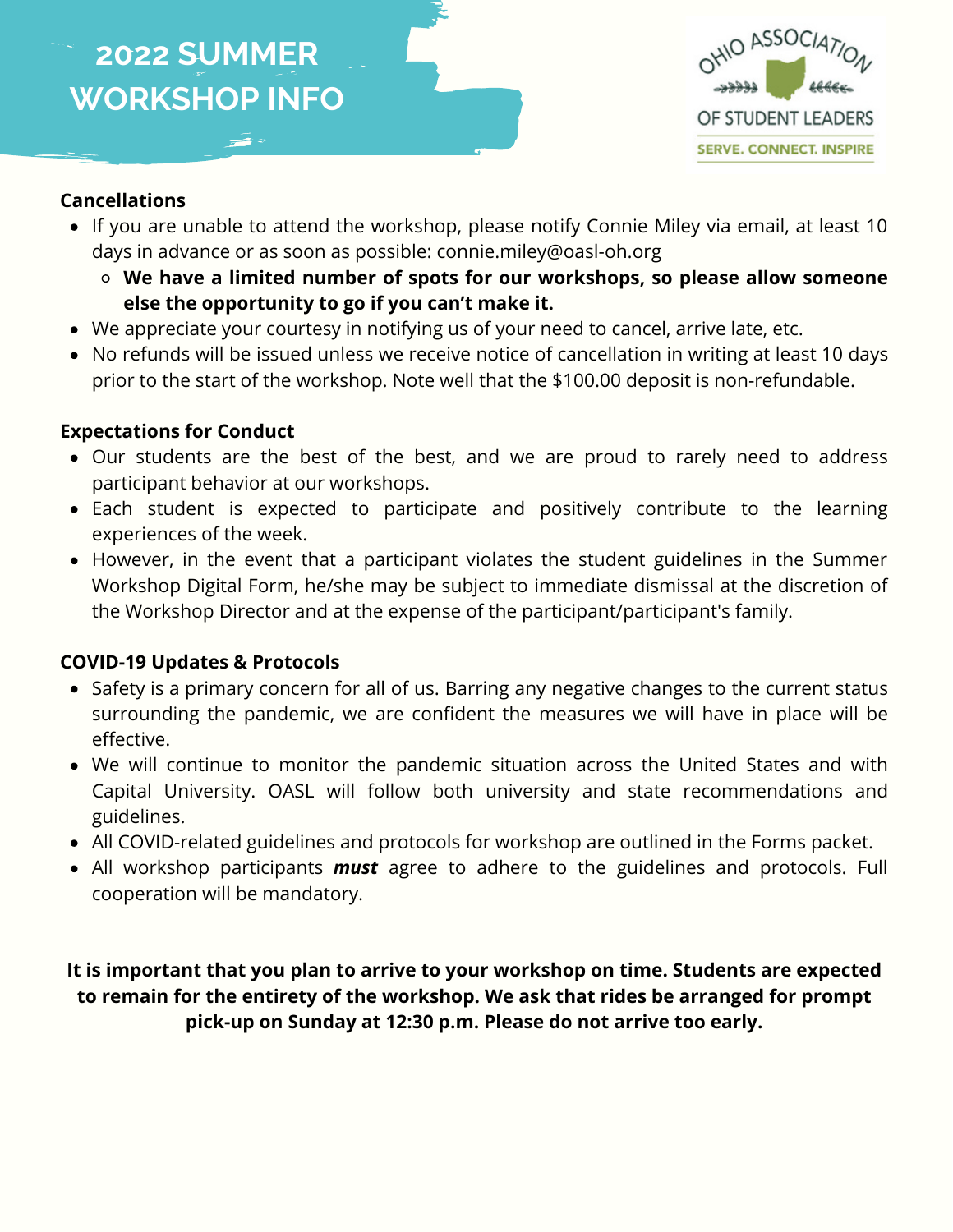# 2022 SUMMER WORKSHOP INFO

OHIO ASSOCIATION OF STUDENT LEADERS
SERVE. CONNECT. INSPIRE

**Cancellations**

- If you are unable to attend the workshop, please notify Connie Miley via email, at least 10 days in advance or as soon as possible: connie.miley@oasl-oh.org
  - **We have a limited number of spots for our workshops, so please allow someone else the opportunity to go if you can't make it.**
- We appreciate your courtesy in notifying us of your need to cancel, arrive late, etc.
- No refunds will be issued unless we receive notice of cancellation in writing at least 10 days prior to the start of the workshop. Note well that the $100.00 deposit is non-refundable.

**Expectations for Conduct**

- Our students are the best of the best, and we are proud to rarely need to address participant behavior at our workshops.
- Each student is expected to participate and positively contribute to the learning experiences of the week.
- However, in the event that a participant violates the student guidelines in the Summer Workshop Digital Form, he/she may be subject to immediate dismissal at the discretion of the Workshop Director and at the expense of the participant/participant's family.

**COVID-19 Updates & Protocols**

- Safety is a primary concern for all of us. Barring any negative changes to the current status surrounding the pandemic, we are confident the measures we will have in place will be effective.
- We will continue to monitor the pandemic situation across the United States and with Capital University. OASL will follow both university and state recommendations and guidelines.
- All COVID-related guidelines and protocols for workshop are outlined in the Forms packet.
- All workshop participants ***must*** agree to adhere to the guidelines and protocols. Full cooperation will be mandatory.

**It is important that you plan to arrive to your workshop on time. Students are expected to remain for the entirety of the workshop. We ask that rides be arranged for prompt pick-up on Sunday at 12:30 p.m. Please do not arrive too early.**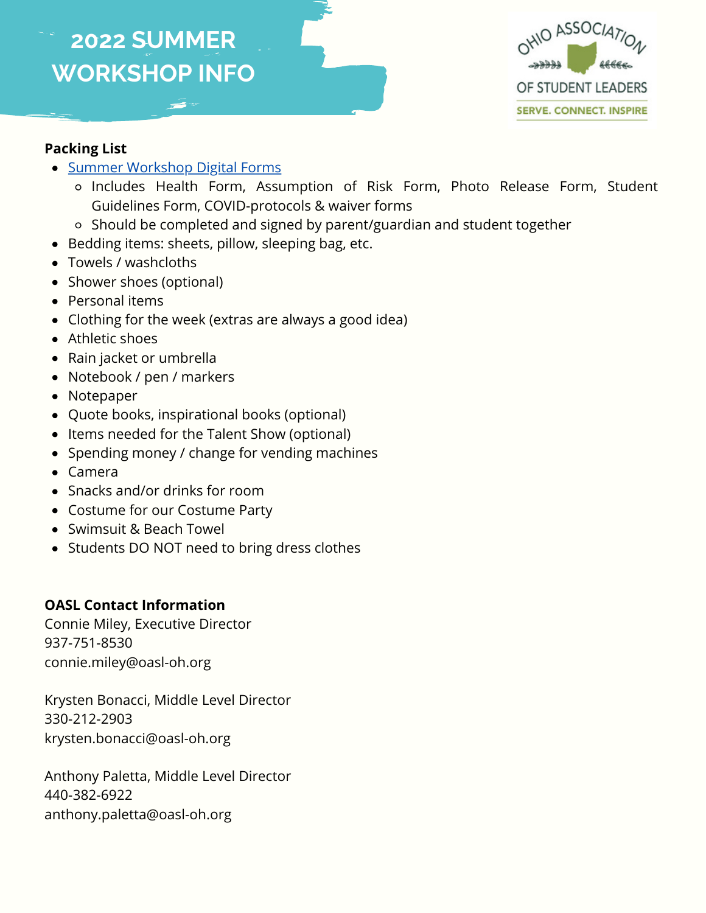# 2022 SUMMER WORKSHOP INFO

OHIO ASSOCIATION OF STUDENT LEADERS
SERVE. CONNECT. INSPIRE

**Packing List**

- Summer Workshop Digital Forms
  - Includes Health Form, Assumption of Risk Form, Photo Release Form, Student Guidelines Form, COVID-protocols & waiver forms
  - Should be completed and signed by parent/guardian and student together
- Bedding items: sheets, pillow, sleeping bag, etc.
- Towels / washcloths
- Shower shoes (optional)
- Personal items
- Clothing for the week (extras are always a good idea)
- Athletic shoes
- Rain jacket or umbrella
- Notebook / pen / markers
- Notepaper
- Quote books, inspirational books (optional)
- Items needed for the Talent Show (optional)
- Spending money / change for vending machines
- Camera
- Snacks and/or drinks for room
- Costume for our Costume Party
- Swimsuit & Beach Towel
- Students DO NOT need to bring dress clothes

**OASL Contact Information**

Connie Miley, Executive Director
937-751-8530
connie.miley@oasl-oh.org

Krysten Bonacci, Middle Level Director
330-212-2903
krysten.bonacci@oasl-oh.org

Anthony Paletta, Middle Level Director
440-382-6922
anthony.paletta@oasl-oh.org